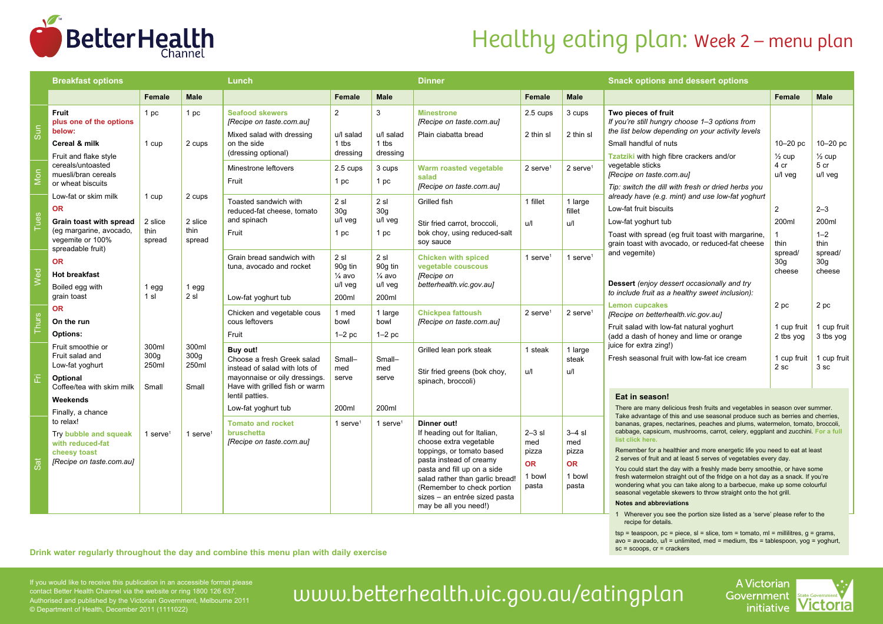# BetterHealth Channel

# Healthy eating plan: Week 2 – menu plan

## Breakfast options

| | Female | Male |
|---|---|---|
| **Fruit** plus one of the options below: | 1 pc | 1 pc |
| **Cereal & milk** | 1 cup | 2 cups |
| Fruit and flake style cereals/untoasted muesli/bran cereals or wheat biscuits | | |
| Low-fat or skim milk | 1 cup | 2 cups |
| **OR** | | |
| **Grain toast with spread** (eg margarine, avocado, vegemite or 100% spreadable fruit) | 2 slice thin spread | 2 slice thin spread |
| **OR** | | |
| **Hot breakfast** | | |
| Boiled egg with grain toast | 1 egg 1 sl | 1 egg 2 sl |
| **OR** | | |
| **On the run** | | |
| **Options:** | | |
| Fruit smoothie or Fruit salad and Low-fat yoghurt | 300ml 300g 250ml | 300ml 300g 250ml |
| **Optional** Coffee/tea with skim milk | Small | Small |
| **Weekends** | | |
| Finally, a chance to relax! Try bubble and squeak with reduced-fat cheesy toast [Recipe on taste.com.au] | 1 serve[1] | 1 serve[1] |

## Lunch and Dinner

| Day | Lunch | Female | Male | Dinner | Female | Male |
|---|---|---|---|---|---|---|
| Sun | **Seafood skewers** [Recipe on taste.com.au] | 2 | 3 | **Minestrone** [Recipe on taste.com.au] | 2.5 cups | 3 cups |
| | Mixed salad with dressing on the side (dressing optional) | u/l salad 1 tbs dressing | u/l salad 1 tbs dressing | Plain ciabatta bread | 2 thin sl | 2 thin sl |
| Mon | Minestrone leftovers | 2.5 cups | 3 cups | **Warm roasted vegetable salad** [Recipe on taste.com.au] | 2 serve[1] | 2 serve[1] |
| | Fruit | 1 pc | 1 pc | | | |
| Tues | Toasted sandwich with reduced-fat cheese, tomato and spinach | 2 sl 30g u/l veg | 2 sl 30g u/l veg | Grilled fish | 1 fillet | 1 large fillet |
| | Fruit | 1 pc | 1 pc | Stir fried carrot, broccoli, bok choy, using reduced-salt soy sauce | u/l | u/l |
| Wed | Grain bread sandwich with tuna, avocado and rocket | 2 sl 90g tin ¼ avo u/l veg | 2 sl 90g tin ¼ avo u/l veg | **Chicken with spiced vegetable couscous** [Recipe on betterhealth.vic.gov.au] | 1 serve[1] | 1 serve[1] |
| | Low-fat yoghurt tub | 200ml | 200ml | | | |
| Thurs | Chicken and vegetable cous cous leftovers | 1 med bowl | 1 large bowl | **Chickpea fattoush** [Recipe on taste.com.au] | 2 serve[1] | 2 serve[1] |
| | Fruit | 1–2 pc | 1–2 pc | | | |
| Fri | **Buy out!** Choose a fresh Greek salad instead of salad with lots of mayonnaise or oily dressings. Have with grilled fish or warm lentil patties. | Small–med serve | Small–med serve | Grilled lean pork steak | 1 steak | 1 large steak |
| | Low-fat yoghurt tub | 200ml | 200ml | Stir fried greens (bok choy, spinach, broccoli) | u/l | u/l |
| Sat | **Tomato and rocket bruschetta** [Recipe on taste.com.au] | 1 serve[1] | 1 serve[1] | **Dinner out!** If heading out for Italian, choose extra vegetable toppings, or tomato based pasta instead of creamy pasta and fill up on a side salad rather than garlic bread! (Remember to check portion sizes – an entrée sized pasta may be all you need!) | 2–3 sl med pizza **OR** 1 bowl pasta | 3–4 sl med pizza **OR** 1 bowl pasta |

## Snack options and dessert options

| | Female | Male |
|---|---|---|
| **Two pieces of fruit** *If you're still hungry choose 1–3 options from the list below depending on your activity levels* | | |
| Small handful of nuts | 10–20 pc | 10–20 pc |
| **Tzatziki** with high fibre crackers and/or vegetable sticks [Recipe on taste.com.au] *Tip: switch the dill with fresh or dried herbs you already have (e.g. mint) and use low-fat yoghurt* | ½ cup 4 cr u/l veg | ½ cup 5 cr u/l veg |
| Low-fat fruit biscuits | 2 | 2–3 |
| Low-fat yoghurt tub | 200ml | 200ml |
| Toast with spread (eg fruit toast with margarine, grain toast with avocado, or reduced-fat cheese and vegemite) | 1 thin spread/ 30g cheese | 1–2 thin spread/ 30g cheese |
| **Dessert** *(enjoy dessert occasionally and try to include fruit as a healthy sweet inclusion):* | | |
| **Lemon cupcakes** [Recipe on betterhealth.vic.gov.au] | 2 pc | 2 pc |
| Fruit salad with low-fat natural yoghurt (add a dash of honey and lime or orange juice for extra zing!) | 1 cup fruit 2 tbs yog | 1 cup fruit 3 tbs yog |
| Fresh seasonal fruit with low-fat ice cream | 1 cup fruit 2 sc | 1 cup fruit 3 sc |

### Eat in season!

There are many delicious fresh fruits and vegetables in season over summer. Take advantage of this and use seasonal produce such as berries and cherries, bananas, grapes, nectarines, peaches and plums, watermelon, tomato, broccoli, cabbage, capsicum, mushrooms, carrot, celery, eggplant and zucchini. For a full list click here.

Remember for a healthier and more energetic life you need to eat at least 2 serves of fruit and at least 5 serves of vegetables every day.

You could start the day with a freshly made berry smoothie, or have some fresh watermelon straight out of the fridge on a hot day as a snack. If you're wondering what you can take along to a barbecue, make up some colourful seasonal vegetable skewers to throw straight onto the hot grill.

**Notes and abbreviations**

1 Wherever you see the portion size listed as a 'serve' please refer to the recipe for details.

tsp = teaspoon, pc = piece, sl = slice, tom = tomato, ml = millilitres, g = grams, avo = avocado, u/l = unlimited, med = medium, tbs = tablespoon, yog = yoghurt, sc = scoops, cr = crackers

**Drink water regularly throughout the day and combine this menu plan with daily exercise**

If you would like to receive this publication in an accessible format please contact Better Health Channel via the website or ring 1800 126 637. Authorised and published by the Victorian Government, Melbourne 2011 © Department of Health, December 2011 (1111022)

www.betterhealth.vic.gov.au/eatingplan

A Victorian Government initiative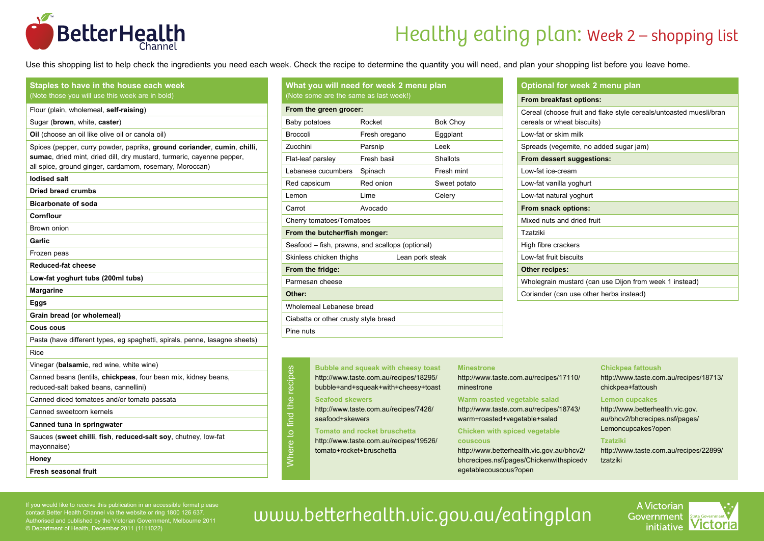# Healthy eating plan: Week 2 – shopping list

Use this shopping list to help check the ingredients you need each week. Check the recipe to determine the quantity you will need, and plan your shopping list before you leave home.

## Staples to have in the house each week

(Note those you will use this week are in bold)

| |
|---|
| Flour (plain, wholemeal, **self-raising**) |
| Sugar (**brown**, white, **caster**) |
| **Oil** (choose an oil like olive oil or canola oil) |
| Spices (pepper, curry powder, paprika, **ground coriander**, **cumin**, **chilli**, **sumac**, dried mint, dried dill, dry mustard, turmeric, cayenne pepper, all spice, ground ginger, cardamom, rosemary, Moroccan) |
| **Iodised salt** |
| **Dried bread crumbs** |
| **Bicarbonate of soda** |
| **Cornflour** |
| Brown onion |
| **Garlic** |
| Frozen peas |
| **Reduced-fat cheese** |
| **Low-fat yoghurt tubs (200ml tubs)** |
| **Margarine** |
| **Eggs** |
| **Grain bread (or wholemeal)** |
| **Cous cous** |
| Pasta (have different types, eg spaghetti, spirals, penne, lasagne sheets) |
| Rice |
| Vinegar (**balsamic**, red wine, white wine) |
| Canned beans (lentils, **chickpeas**, four bean mix, kidney beans, reduced-salt baked beans, cannellini) |
| Canned diced tomatoes and/or tomato passata |
| Canned sweetcorn kernels |
| **Canned tuna in springwater** |
| Sauces (**sweet chilli**, **fish**, **reduced-salt soy**, chutney, low-fat mayonnaise) |
| **Honey** |
| **Fresh seasonal fruit** |

## What you will need for week 2 menu plan

(Note some are the same as last week!)

**From the green grocer:**

| | | |
|---|---|---|
| Baby potatoes | Rocket | Bok Choy |
| Broccoli | Fresh oregano | Eggplant |
| Zucchini | Parsnip | Leek |
| Flat-leaf parsley | Fresh basil | Shallots |
| Lebanese cucumbers | Spinach | Fresh mint |
| Red capsicum | Red onion | Sweet potato |
| Lemon | Lime | Celery |
| Carrot | Avocado | |
| Cherry tomatoes/Tomatoes | | |

**From the butcher/fish monger:**

- Seafood – fish, prawns, and scallops (optional)
- Skinless chicken thighs
- Lean pork steak

**From the fridge:**

- Parmesan cheese

**Other:**

- Wholemeal Lebanese bread
- Ciabatta or other crusty style bread
- Pine nuts

## Optional for week 2 menu plan

**From breakfast options:**

- Cereal (choose fruit and flake style cereals/untoasted muesli/bran cereals or wheat biscuits)
- Low-fat or skim milk
- Spreads (vegemite, no added sugar jam)

**From dessert suggestions:**

- Low-fat ice-cream
- Low-fat vanilla yoghurt
- Low-fat natural yoghurt

**From snack options:**

- Mixed nuts and dried fruit
- Tzatziki
- High fibre crackers
- Low-fat fruit biscuits

**Other recipes:**

- Wholegrain mustard (can use Dijon from week 1 instead)
- Coriander (can use other herbs instead)

## Where to find the recipes

**Bubble and squeak with cheesy toast**
http://www.taste.com.au/recipes/18295/bubble+and+squeak+with+cheesy+toast

**Seafood skewers**
http://www.taste.com.au/recipes/7426/seafood+skewers

**Tomato and rocket bruschetta**
http://www.taste.com.au/recipes/19526/tomato+rocket+bruschetta

**Minestrone**
http://www.taste.com.au/recipes/17110/minestrone

**Warm roasted vegetable salad**
http://www.taste.com.au/recipes/18743/warm+roasted+vegetable+salad

**Chicken with spiced vegetable couscous**
http://www.betterhealth.vic.gov.au/bhcv2/bhcrecipes.nsf/pages/Chickenwithspicedvegetablecouscous?open

**Chickpea fattoush**
http://www.taste.com.au/recipes/18713/chickpea+fattoush

**Lemon cupcakes**
http://www.betterhealth.vic.gov.au/bhcv2/bhcrecipes.nsf/pages/Lemoncupcakes?open

**Tzatziki**
http://www.taste.com.au/recipes/22899/tzatziki

If you would like to receive this publication in an accessible format please contact Better Health Channel via the website or ring 1800 126 637.
Authorised and published by the Victorian Government, Melbourne 2011
© Department of Health, December 2011 (1111022)

www.betterhealth.vic.gov.au/eatingplan

A Victorian Government initiative